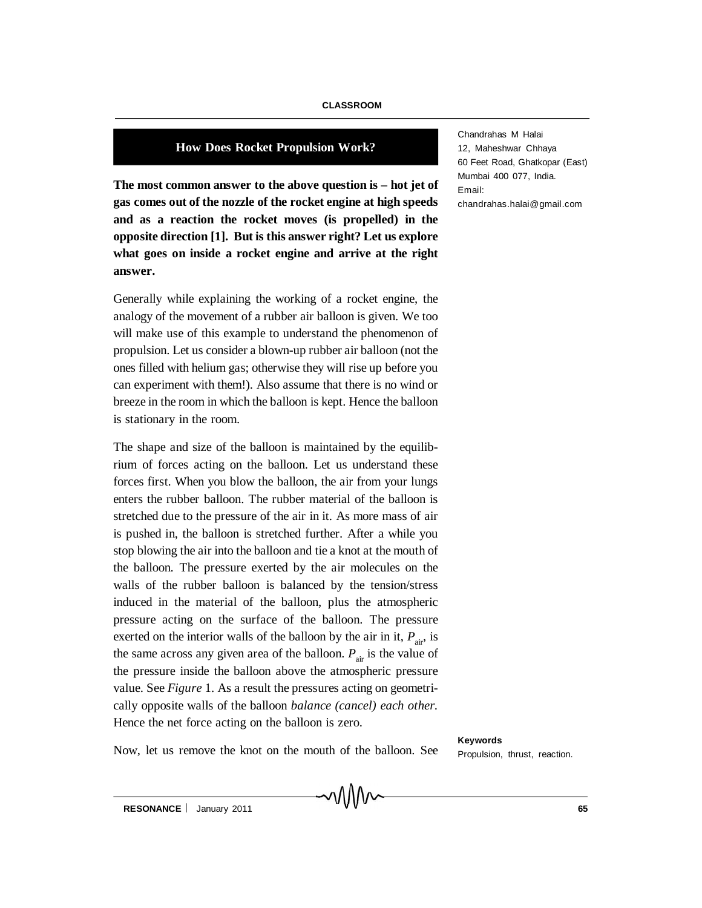# How Does Rocket Propulsion Work?

Chandrahas M Halai
12, Maheshwar Chhaya
60 Feet Road, Ghatkopar (East)
Mumbai 400 077, India.
Email:
chandrahas.halai@gmail.com

**The most common answer to the above question is – hot jet of gas comes out of the nozzle of the rocket engine at high speeds and as a reaction the rocket moves (is propelled) in the opposite direction [1]. But is this answer right? Let us explore what goes on inside a rocket engine and arrive at the right answer.**

Generally while explaining the working of a rocket engine, the analogy of the movement of a rubber air balloon is given. We too will make use of this example to understand the phenomenon of propulsion. Let us consider a blown-up rubber air balloon (not the ones filled with helium gas; otherwise they will rise up before you can experiment with them!). Also assume that there is no wind or breeze in the room in which the balloon is kept. Hence the balloon is stationary in the room.

The shape and size of the balloon is maintained by the equilibrium of forces acting on the balloon. Let us understand these forces first. When you blow the balloon, the air from your lungs enters the rubber balloon. The rubber material of the balloon is stretched due to the pressure of the air in it. As more mass of air is pushed in, the balloon is stretched further. After a while you stop blowing the air into the balloon and tie a knot at the mouth of the balloon. The pressure exerted by the air molecules on the walls of the rubber balloon is balanced by the tension/stress induced in the material of the balloon, plus the atmospheric pressure acting on the surface of the balloon. The pressure exerted on the interior walls of the balloon by the air in it, $P_{air}$, is the same across any given area of the balloon. $P_{air}$ is the value of the pressure inside the balloon above the atmospheric pressure value. See *Figure* 1. As a result the pressures acting on geometrically opposite walls of the balloon *balance (cancel) each other.* Hence the net force acting on the balloon is zero.

**Keywords**
Propulsion, thrust, reaction.

Now, let us remove the knot on the mouth of the balloon. See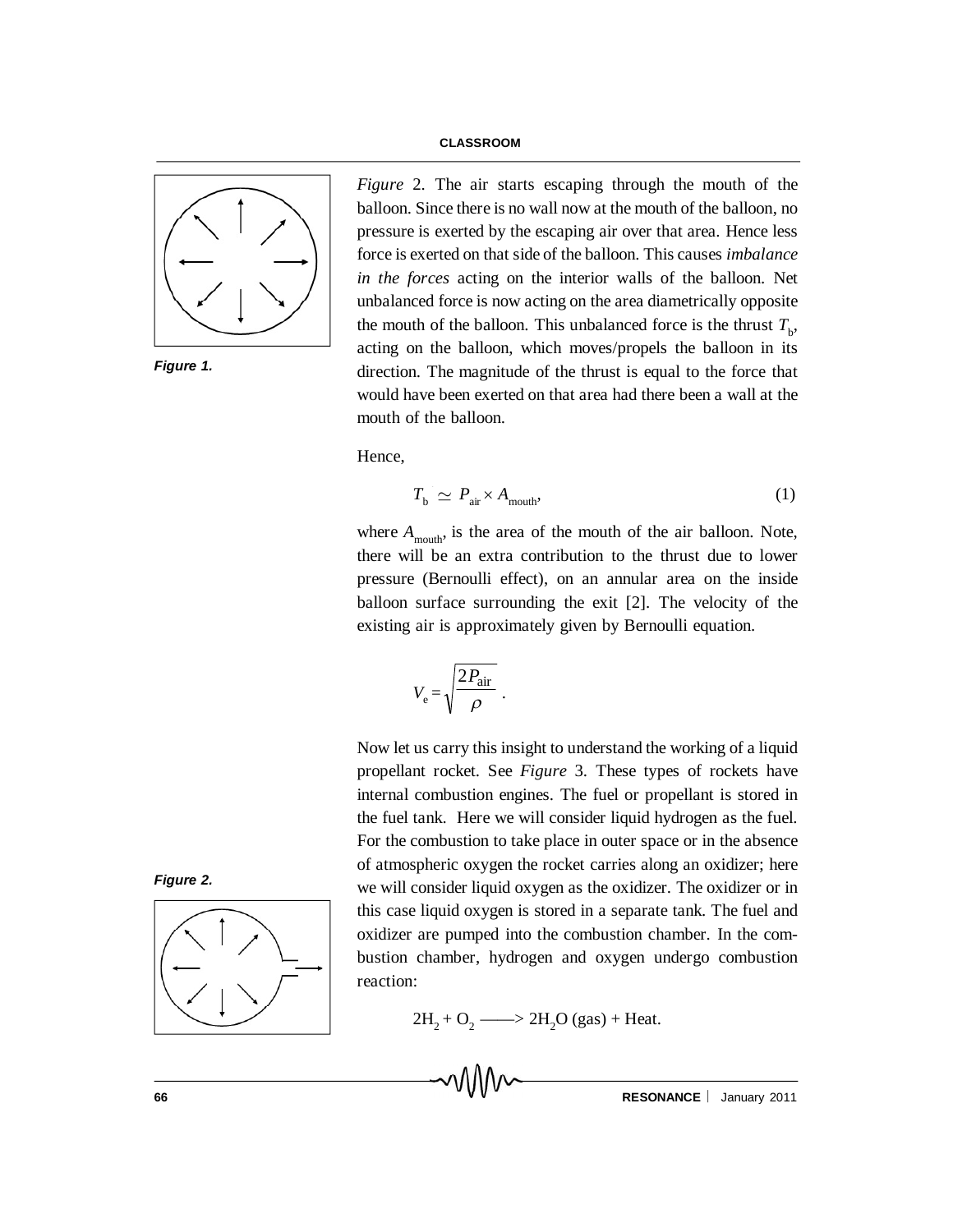*Figure* 2. The air starts escaping through the mouth of the balloon. Since there is no wall now at the mouth of the balloon, no pressure is exerted by the escaping air over that area. Hence less force is exerted on that side of the balloon. This causes *imbalance in the forces* acting on the interior walls of the balloon. Net unbalanced force is now acting on the area diametrically opposite the mouth of the balloon. This unbalanced force is the thrust $T_b$, acting on the balloon, which moves/propels the balloon in its direction. The magnitude of the thrust is equal to the force that would have been exerted on that area had there been a wall at the mouth of the balloon.

*Figure 1.*

Hence,

$$T_b \simeq P_{air} \times A_{mouth}, \qquad (1)$$

where $A_{mouth}$, is the area of the mouth of the air balloon. Note, there will be an extra contribution to the thrust due to lower pressure (Bernoulli effect), on an annular area on the inside balloon surface surrounding the exit [2]. The velocity of the existing air is approximately given by Bernoulli equation.

$$V_e = \sqrt{\frac{2P_{air}}{\rho}} \ .$$

Now let us carry this insight to understand the working of a liquid propellant rocket. See *Figure* 3. These types of rockets have internal combustion engines. The fuel or propellant is stored in the fuel tank. Here we will consider liquid hydrogen as the fuel. For the combustion to take place in outer space or in the absence of atmospheric oxygen the rocket carries along an oxidizer; here we will consider liquid oxygen as the oxidizer. The oxidizer or in this case liquid oxygen is stored in a separate tank. The fuel and oxidizer are pumped into the combustion chamber. In the combustion chamber, hydrogen and oxygen undergo combustion reaction:

*Figure 2.*

$$2H_2 + O_2 \longrightarrow 2H_2O \text{ (gas)} + \text{Heat}.$$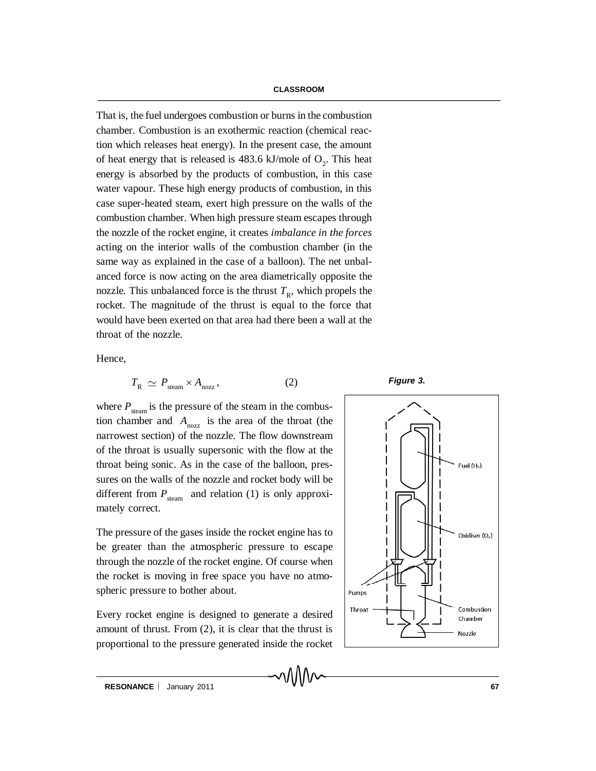That is, the fuel undergoes combustion or burns in the combustion chamber. Combustion is an exothermic reaction (chemical reaction which releases heat energy). In the present case, the amount of heat energy that is released is 483.6 kJ/mole of $O_2$. This heat energy is absorbed by the products of combustion, in this case water vapour. These high energy products of combustion, in this case super-heated steam, exert high pressure on the walls of the combustion chamber. When high pressure steam escapes through the nozzle of the rocket engine, it creates *imbalance in the forces* acting on the interior walls of the combustion chamber (in the same way as explained in the case of a balloon). The net unbalanced force is now acting on the area diametrically opposite the nozzle. This unbalanced force is the thrust $T_R$, which propels the rocket. The magnitude of the thrust is equal to the force that would have been exerted on that area had there been a wall at the throat of the nozzle.

Hence,

$$T_R \simeq P_{steam} \times A_{nozz}, \qquad (2)$$

where $P_{steam}$ is the pressure of the steam in the combustion chamber and $A_{nozz}$ is the area of the throat (the narrowest section) of the nozzle. The flow downstream of the throat is usually supersonic with the flow at the throat being sonic. As in the case of the balloon, pressures on the walls of the nozzle and rocket body will be different from $P_{steam}$ and relation (1) is only approximately correct.

The pressure of the gases inside the rocket engine has to be greater than the atmospheric pressure to escape through the nozzle of the rocket engine. Of course when the rocket is moving in free space you have no atmospheric pressure to bother about.

Every rocket engine is designed to generate a desired amount of thrust. From (2), it is clear that the thrust is proportional to the pressure generated inside the rocket

***Figure 3.***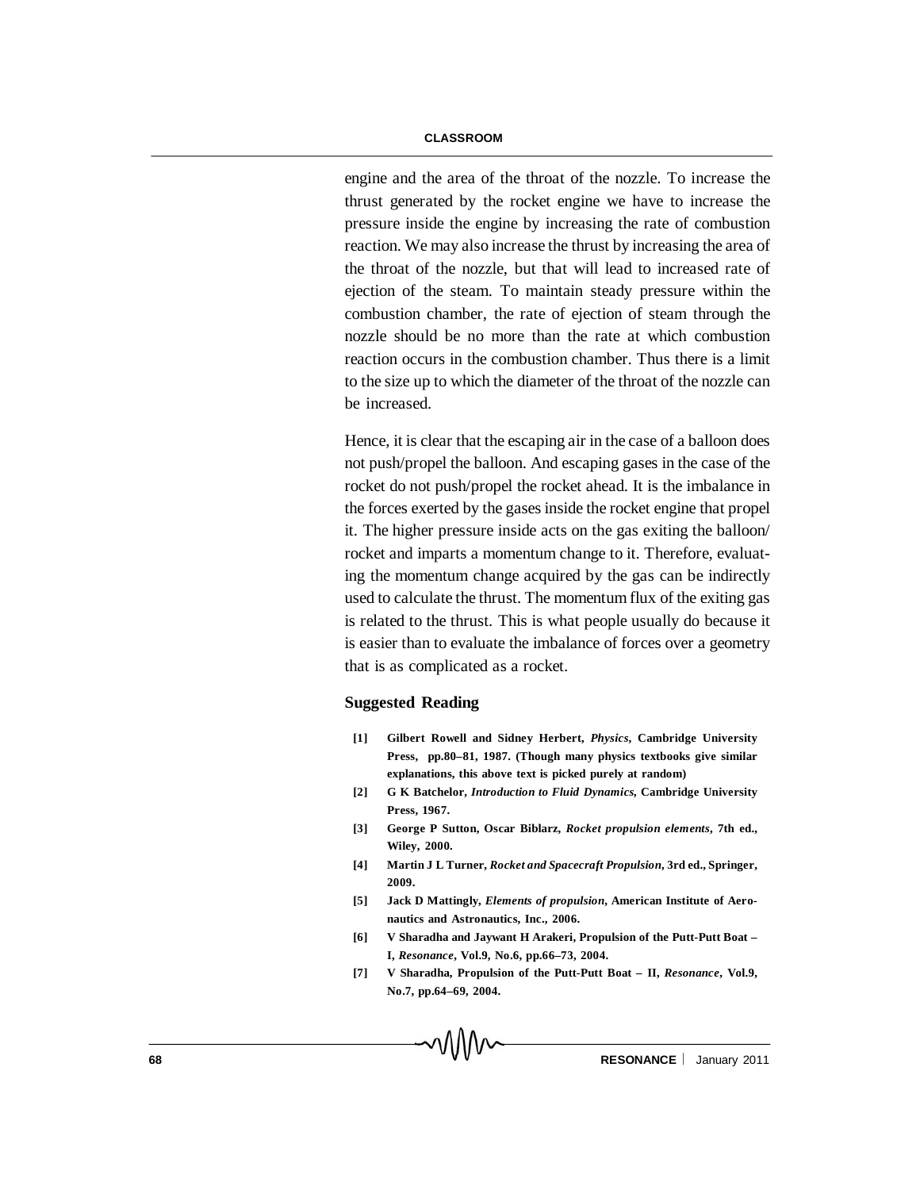engine and the area of the throat of the nozzle. To increase the thrust generated by the rocket engine we have to increase the pressure inside the engine by increasing the rate of combustion reaction. We may also increase the thrust by increasing the area of the throat of the nozzle, but that will lead to increased rate of ejection of the steam. To maintain steady pressure within the combustion chamber, the rate of ejection of steam through the nozzle should be no more than the rate at which combustion reaction occurs in the combustion chamber. Thus there is a limit to the size up to which the diameter of the throat of the nozzle can be increased.

Hence, it is clear that the escaping air in the case of a balloon does not push/propel the balloon. And escaping gases in the case of the rocket do not push/propel the rocket ahead. It is the imbalance in the forces exerted by the gases inside the rocket engine that propel it. The higher pressure inside acts on the gas exiting the balloon/rocket and imparts a momentum change to it. Therefore, evaluating the momentum change acquired by the gas can be indirectly used to calculate the thrust. The momentum flux of the exiting gas is related to the thrust. This is what people usually do because it is easier than to evaluate the imbalance of forces over a geometry that is as complicated as a rocket.

## Suggested Reading

**[1]** **Gilbert Rowell and Sidney Herbert, *Physics*, Cambridge University Press, pp.80–81, 1987. (Though many physics textbooks give similar explanations, this above text is picked purely at random)**

**[2]** **G K Batchelor, *Introduction to Fluid Dynamics*, Cambridge University Press, 1967.**

**[3]** **George P Sutton, Oscar Biblarz, *Rocket propulsion elements*, 7th ed., Wiley, 2000.**

**[4]** **Martin J L Turner, *Rocket and Spacecraft Propulsion*, 3rd ed., Springer, 2009.**

**[5]** **Jack D Mattingly, *Elements of propulsion*, American Institute of Aeronautics and Astronautics, Inc., 2006.**

**[6]** **V Sharadha and Jaywant H Arakeri, Propulsion of the Putt-Putt Boat – I, *Resonance*, Vol.9, No.6, pp.66–73, 2004.**

**[7]** **V Sharadha, Propulsion of the Putt-Putt Boat – II, *Resonance*, Vol.9, No.7, pp.64–69, 2004.**